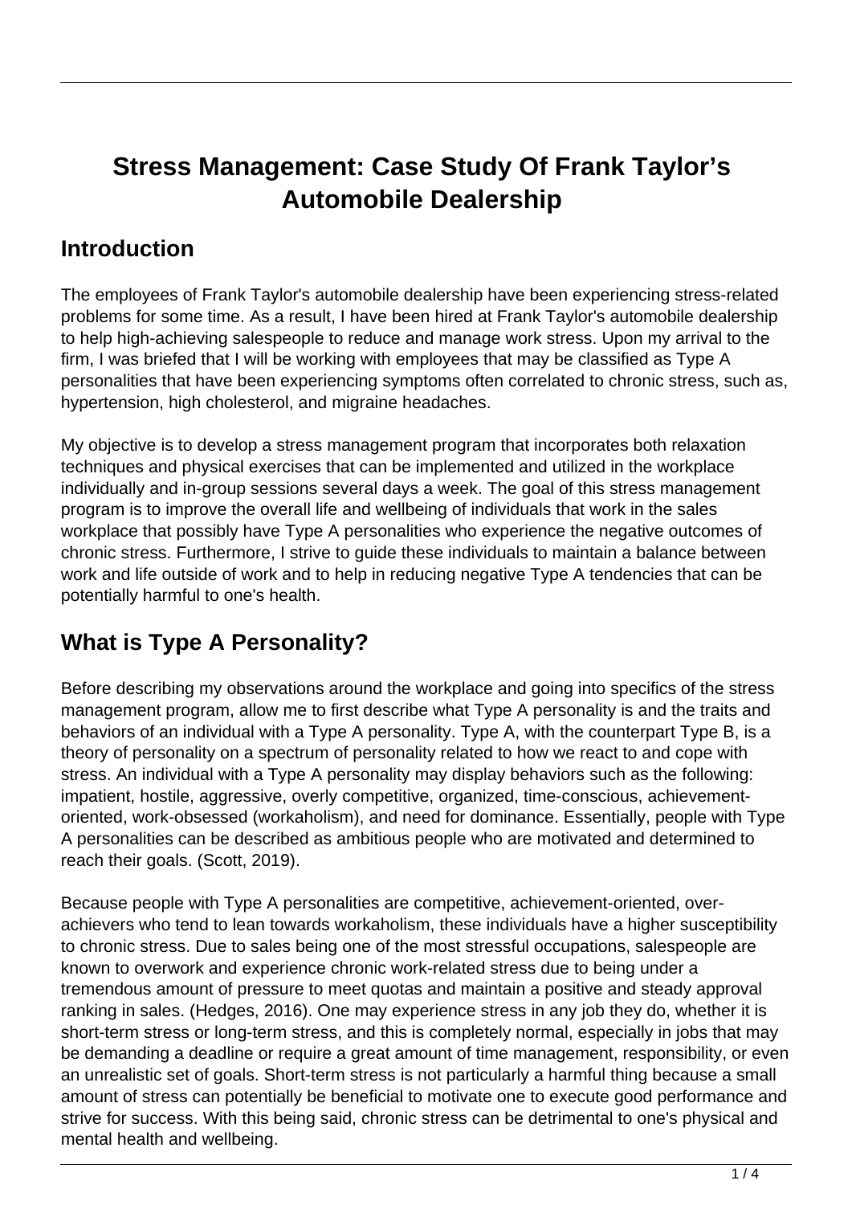# Stress Management: Case Study Of Frank Taylor's Automobile Dealership

## Introduction

The employees of Frank Taylor's automobile dealership have been experiencing stress-related problems for some time. As a result, I have been hired at Frank Taylor's automobile dealership to help high-achieving salespeople to reduce and manage work stress. Upon my arrival to the firm, I was briefed that I will be working with employees that may be classified as Type A personalities that have been experiencing symptoms often correlated to chronic stress, such as, hypertension, high cholesterol, and migraine headaches.

My objective is to develop a stress management program that incorporates both relaxation techniques and physical exercises that can be implemented and utilized in the workplace individually and in-group sessions several days a week. The goal of this stress management program is to improve the overall life and wellbeing of individuals that work in the sales workplace that possibly have Type A personalities who experience the negative outcomes of chronic stress. Furthermore, I strive to guide these individuals to maintain a balance between work and life outside of work and to help in reducing negative Type A tendencies that can be potentially harmful to one's health.

## What is Type A Personality?

Before describing my observations around the workplace and going into specifics of the stress management program, allow me to first describe what Type A personality is and the traits and behaviors of an individual with a Type A personality. Type A, with the counterpart Type B, is a theory of personality on a spectrum of personality related to how we react to and cope with stress. An individual with a Type A personality may display behaviors such as the following: impatient, hostile, aggressive, overly competitive, organized, time-conscious, achievement-oriented, work-obsessed (workaholism), and need for dominance. Essentially, people with Type A personalities can be described as ambitious people who are motivated and determined to reach their goals. (Scott, 2019).

Because people with Type A personalities are competitive, achievement-oriented, over-achievers who tend to lean towards workaholism, these individuals have a higher susceptibility to chronic stress. Due to sales being one of the most stressful occupations, salespeople are known to overwork and experience chronic work-related stress due to being under a tremendous amount of pressure to meet quotas and maintain a positive and steady approval ranking in sales. (Hedges, 2016). One may experience stress in any job they do, whether it is short-term stress or long-term stress, and this is completely normal, especially in jobs that may be demanding a deadline or require a great amount of time management, responsibility, or even an unrealistic set of goals. Short-term stress is not particularly a harmful thing because a small amount of stress can potentially be beneficial to motivate one to execute good performance and strive for success. With this being said, chronic stress can be detrimental to one's physical and mental health and wellbeing.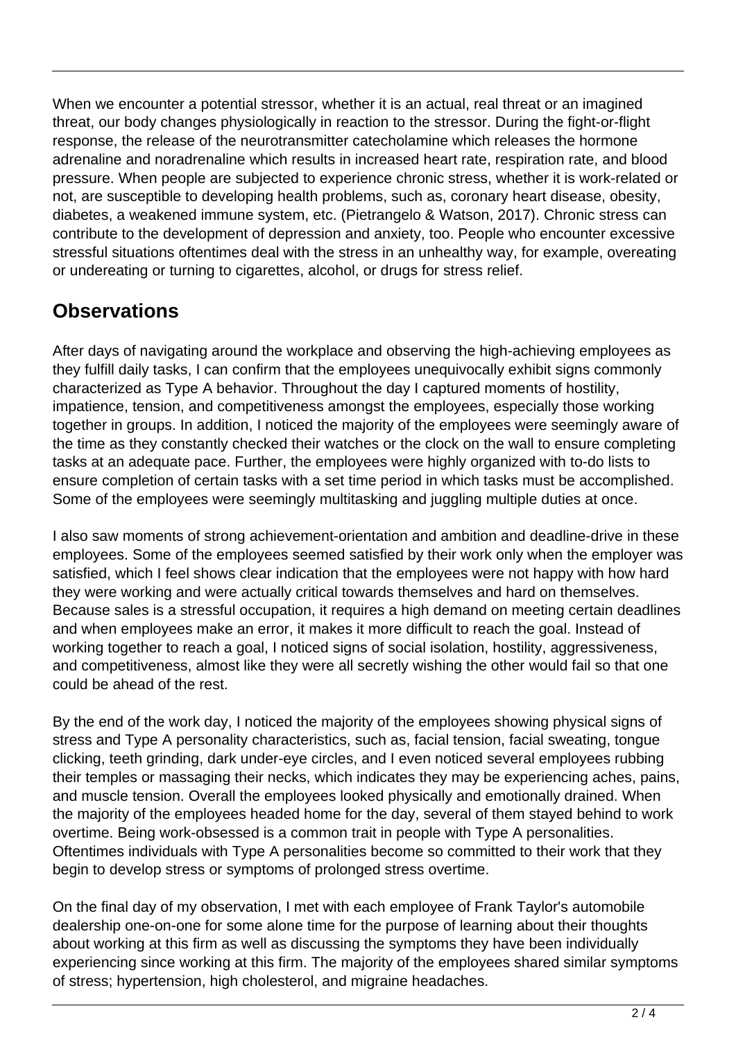When we encounter a potential stressor, whether it is an actual, real threat or an imagined threat, our body changes physiologically in reaction to the stressor. During the fight-or-flight response, the release of the neurotransmitter catecholamine which releases the hormone adrenaline and noradrenaline which results in increased heart rate, respiration rate, and blood pressure. When people are subjected to experience chronic stress, whether it is work-related or not, are susceptible to developing health problems, such as, coronary heart disease, obesity, diabetes, a weakened immune system, etc. (Pietrangelo & Watson, 2017). Chronic stress can contribute to the development of depression and anxiety, too. People who encounter excessive stressful situations oftentimes deal with the stress in an unhealthy way, for example, overeating or undereating or turning to cigarettes, alcohol, or drugs for stress relief.

## Observations

After days of navigating around the workplace and observing the high-achieving employees as they fulfill daily tasks, I can confirm that the employees unequivocally exhibit signs commonly characterized as Type A behavior. Throughout the day I captured moments of hostility, impatience, tension, and competitiveness amongst the employees, especially those working together in groups. In addition, I noticed the majority of the employees were seemingly aware of the time as they constantly checked their watches or the clock on the wall to ensure completing tasks at an adequate pace. Further, the employees were highly organized with to-do lists to ensure completion of certain tasks with a set time period in which tasks must be accomplished. Some of the employees were seemingly multitasking and juggling multiple duties at once.

I also saw moments of strong achievement-orientation and ambition and deadline-drive in these employees. Some of the employees seemed satisfied by their work only when the employer was satisfied, which I feel shows clear indication that the employees were not happy with how hard they were working and were actually critical towards themselves and hard on themselves. Because sales is a stressful occupation, it requires a high demand on meeting certain deadlines and when employees make an error, it makes it more difficult to reach the goal. Instead of working together to reach a goal, I noticed signs of social isolation, hostility, aggressiveness, and competitiveness, almost like they were all secretly wishing the other would fail so that one could be ahead of the rest.

By the end of the work day, I noticed the majority of the employees showing physical signs of stress and Type A personality characteristics, such as, facial tension, facial sweating, tongue clicking, teeth grinding, dark under-eye circles, and I even noticed several employees rubbing their temples or massaging their necks, which indicates they may be experiencing aches, pains, and muscle tension. Overall the employees looked physically and emotionally drained. When the majority of the employees headed home for the day, several of them stayed behind to work overtime. Being work-obsessed is a common trait in people with Type A personalities. Oftentimes individuals with Type A personalities become so committed to their work that they begin to develop stress or symptoms of prolonged stress overtime.

On the final day of my observation, I met with each employee of Frank Taylor's automobile dealership one-on-one for some alone time for the purpose of learning about their thoughts about working at this firm as well as discussing the symptoms they have been individually experiencing since working at this firm. The majority of the employees shared similar symptoms of stress; hypertension, high cholesterol, and migraine headaches.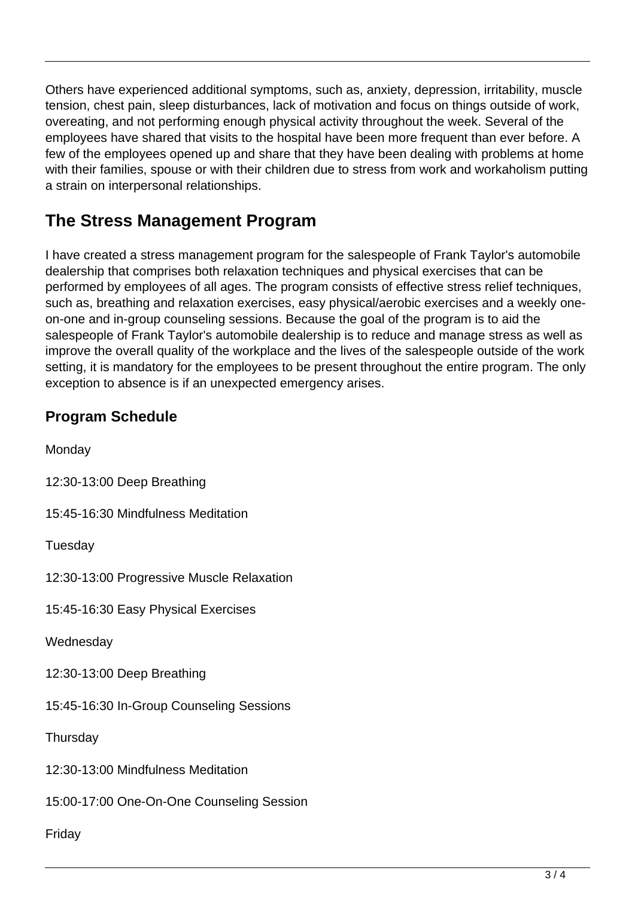Others have experienced additional symptoms, such as, anxiety, depression, irritability, muscle tension, chest pain, sleep disturbances, lack of motivation and focus on things outside of work, overeating, and not performing enough physical activity throughout the week. Several of the employees have shared that visits to the hospital have been more frequent than ever before. A few of the employees opened up and share that they have been dealing with problems at home with their families, spouse or with their children due to stress from work and workaholism putting a strain on interpersonal relationships.

## The Stress Management Program

I have created a stress management program for the salespeople of Frank Taylor's automobile dealership that comprises both relaxation techniques and physical exercises that can be performed by employees of all ages. The program consists of effective stress relief techniques, such as, breathing and relaxation exercises, easy physical/aerobic exercises and a weekly one-on-one and in-group counseling sessions. Because the goal of the program is to aid the salespeople of Frank Taylor's automobile dealership is to reduce and manage stress as well as improve the overall quality of the workplace and the lives of the salespeople outside of the work setting, it is mandatory for the employees to be present throughout the entire program. The only exception to absence is if an unexpected emergency arises.

### Program Schedule

Monday

12:30-13:00 Deep Breathing

15:45-16:30 Mindfulness Meditation

Tuesday

12:30-13:00 Progressive Muscle Relaxation

15:45-16:30 Easy Physical Exercises

Wednesday

12:30-13:00 Deep Breathing

15:45-16:30 In-Group Counseling Sessions

Thursday

12:30-13:00 Mindfulness Meditation

15:00-17:00 One-On-One Counseling Session

Friday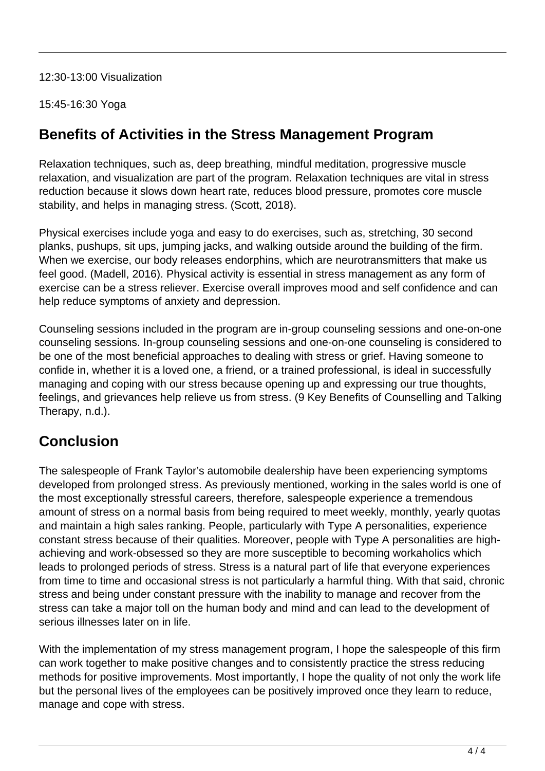12:30-13:00 Visualization

15:45-16:30 Yoga

## Benefits of Activities in the Stress Management Program

Relaxation techniques, such as, deep breathing, mindful meditation, progressive muscle relaxation, and visualization are part of the program. Relaxation techniques are vital in stress reduction because it slows down heart rate, reduces blood pressure, promotes core muscle stability, and helps in managing stress. (Scott, 2018).

Physical exercises include yoga and easy to do exercises, such as, stretching, 30 second planks, pushups, sit ups, jumping jacks, and walking outside around the building of the firm. When we exercise, our body releases endorphins, which are neurotransmitters that make us feel good. (Madell, 2016). Physical activity is essential in stress management as any form of exercise can be a stress reliever. Exercise overall improves mood and self confidence and can help reduce symptoms of anxiety and depression.

Counseling sessions included in the program are in-group counseling sessions and one-on-one counseling sessions. In-group counseling sessions and one-on-one counseling is considered to be one of the most beneficial approaches to dealing with stress or grief. Having someone to confide in, whether it is a loved one, a friend, or a trained professional, is ideal in successfully managing and coping with our stress because opening up and expressing our true thoughts, feelings, and grievances help relieve us from stress. (9 Key Benefits of Counselling and Talking Therapy, n.d.).

## Conclusion

The salespeople of Frank Taylor's automobile dealership have been experiencing symptoms developed from prolonged stress. As previously mentioned, working in the sales world is one of the most exceptionally stressful careers, therefore, salespeople experience a tremendous amount of stress on a normal basis from being required to meet weekly, monthly, yearly quotas and maintain a high sales ranking. People, particularly with Type A personalities, experience constant stress because of their qualities. Moreover, people with Type A personalities are high-achieving and work-obsessed so they are more susceptible to becoming workaholics which leads to prolonged periods of stress. Stress is a natural part of life that everyone experiences from time to time and occasional stress is not particularly a harmful thing. With that said, chronic stress and being under constant pressure with the inability to manage and recover from the stress can take a major toll on the human body and mind and can lead to the development of serious illnesses later on in life.

With the implementation of my stress management program, I hope the salespeople of this firm can work together to make positive changes and to consistently practice the stress reducing methods for positive improvements. Most importantly, I hope the quality of not only the work life but the personal lives of the employees can be positively improved once they learn to reduce, manage and cope with stress.